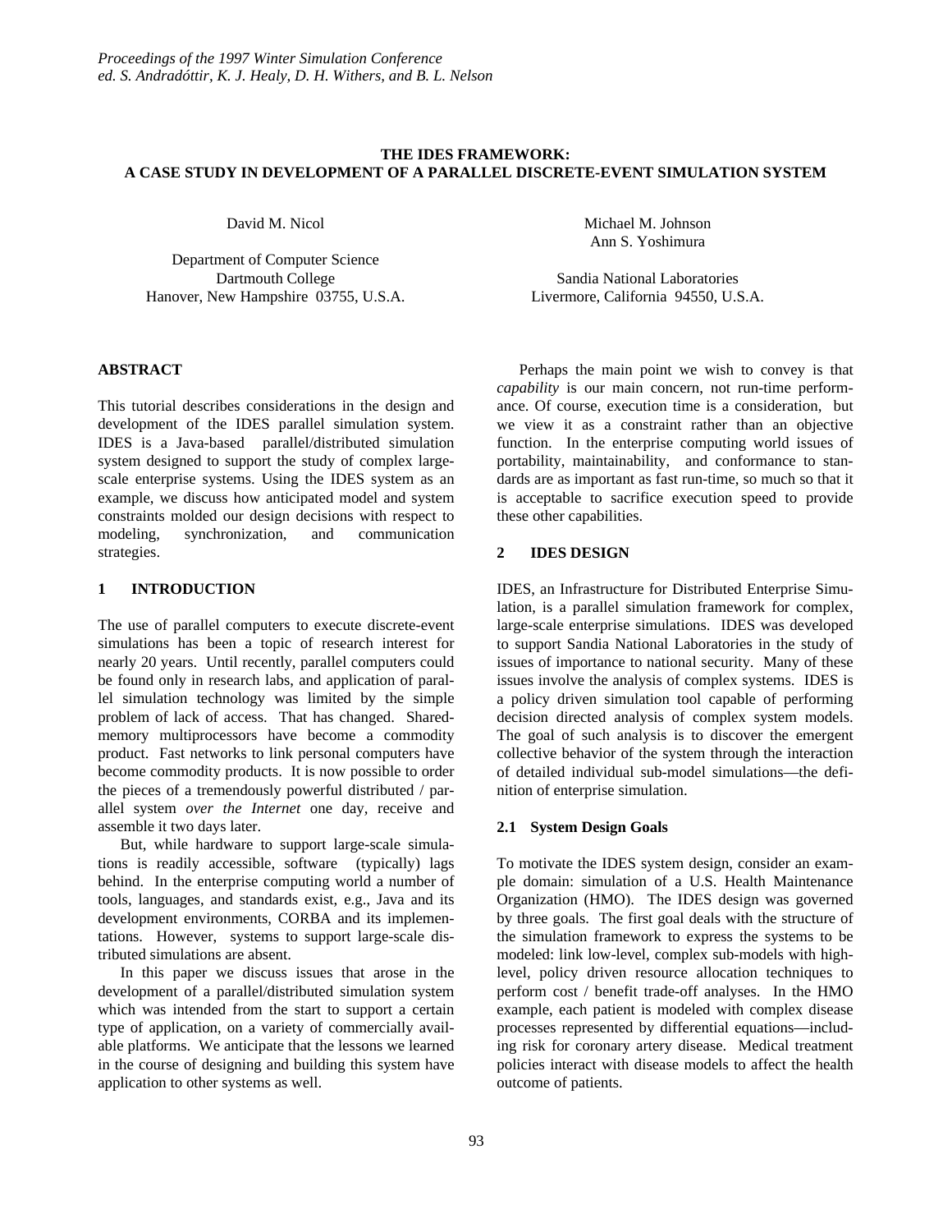# THE IDES FRAMEWORK: A CASE STUDY IN DEVELOPMENT OF A PARALLEL DISCRETE-EVENT SIMULATION SYSTEM

David M. Nicol

Department of Computer Science
Dartmouth College
Hanover, New Hampshire 03755, U.S.A.

Michael M. Johnson
Ann S. Yoshimura

Sandia National Laboratories
Livermore, California 94550, U.S.A.

## ABSTRACT

This tutorial describes considerations in the design and development of the IDES parallel simulation system. IDES is a Java-based parallel/distributed simulation system designed to support the study of complex large-scale enterprise systems. Using the IDES system as an example, we discuss how anticipated model and system constraints molded our design decisions with respect to modeling, synchronization, and communication strategies.

## 1 INTRODUCTION

The use of parallel computers to execute discrete-event simulations has been a topic of research interest for nearly 20 years. Until recently, parallel computers could be found only in research labs, and application of parallel simulation technology was limited by the simple problem of lack of access. That has changed. Shared-memory multiprocessors have become a commodity product. Fast networks to link personal computers have become commodity products. It is now possible to order the pieces of a tremendously powerful distributed / parallel system *over the Internet* one day, receive and assemble it two days later.

But, while hardware to support large-scale simulations is readily accessible, software (typically) lags behind. In the enterprise computing world a number of tools, languages, and standards exist, e.g., Java and its development environments, CORBA and its implementations. However, systems to support large-scale distributed simulations are absent.

In this paper we discuss issues that arose in the development of a parallel/distributed simulation system which was intended from the start to support a certain type of application, on a variety of commercially available platforms. We anticipate that the lessons we learned in the course of designing and building this system have application to other systems as well.

Perhaps the main point we wish to convey is that *capability* is our main concern, not run-time performance. Of course, execution time is a consideration, but we view it as a constraint rather than an objective function. In the enterprise computing world issues of portability, maintainability, and conformance to standards are as important as fast run-time, so much so that it is acceptable to sacrifice execution speed to provide these other capabilities.

## 2 IDES DESIGN

IDES, an Infrastructure for Distributed Enterprise Simulation, is a parallel simulation framework for complex, large-scale enterprise simulations. IDES was developed to support Sandia National Laboratories in the study of issues of importance to national security. Many of these issues involve the analysis of complex systems. IDES is a policy driven simulation tool capable of performing decision directed analysis of complex system models. The goal of such analysis is to discover the emergent collective behavior of the system through the interaction of detailed individual sub-model simulations—the definition of enterprise simulation.

### 2.1 System Design Goals

To motivate the IDES system design, consider an example domain: simulation of a U.S. Health Maintenance Organization (HMO). The IDES design was governed by three goals. The first goal deals with the structure of the simulation framework to express the systems to be modeled: link low-level, complex sub-models with high-level, policy driven resource allocation techniques to perform cost / benefit trade-off analyses. In the HMO example, each patient is modeled with complex disease processes represented by differential equations—including risk for coronary artery disease. Medical treatment policies interact with disease models to affect the health outcome of patients.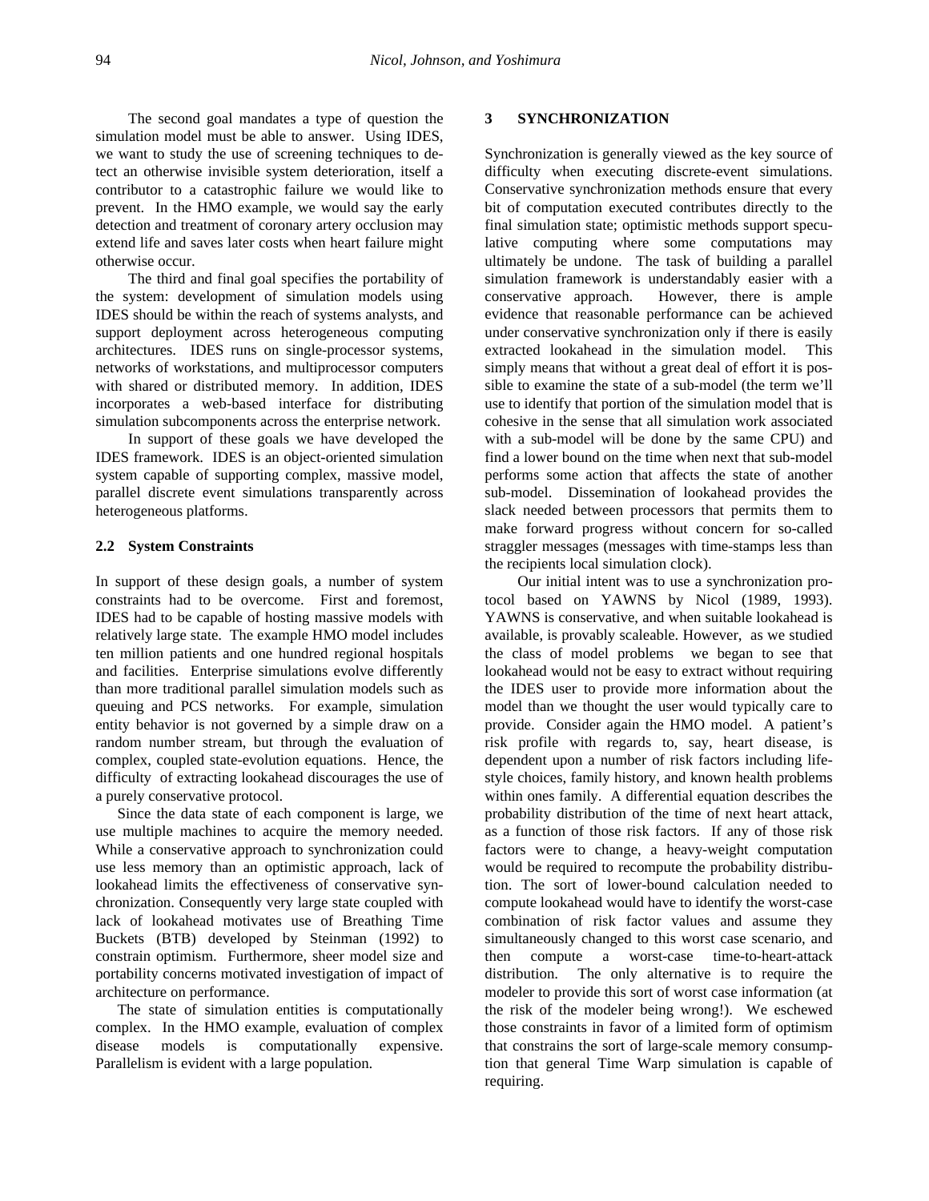The second goal mandates a type of question the simulation model must be able to answer. Using IDES, we want to study the use of screening techniques to detect an otherwise invisible system deterioration, itself a contributor to a catastrophic failure we would like to prevent. In the HMO example, we would say the early detection and treatment of coronary artery occlusion may extend life and saves later costs when heart failure might otherwise occur.

The third and final goal specifies the portability of the system: development of simulation models using IDES should be within the reach of systems analysts, and support deployment across heterogeneous computing architectures. IDES runs on single-processor systems, networks of workstations, and multiprocessor computers with shared or distributed memory. In addition, IDES incorporates a web-based interface for distributing simulation subcomponents across the enterprise network.

In support of these goals we have developed the IDES framework. IDES is an object-oriented simulation system capable of supporting complex, massive model, parallel discrete event simulations transparently across heterogeneous platforms.

### 2.2 System Constraints

In support of these design goals, a number of system constraints had to be overcome. First and foremost, IDES had to be capable of hosting massive models with relatively large state. The example HMO model includes ten million patients and one hundred regional hospitals and facilities. Enterprise simulations evolve differently than more traditional parallel simulation models such as queuing and PCS networks. For example, simulation entity behavior is not governed by a simple draw on a random number stream, but through the evaluation of complex, coupled state-evolution equations. Hence, the difficulty of extracting lookahead discourages the use of a purely conservative protocol.

Since the data state of each component is large, we use multiple machines to acquire the memory needed. While a conservative approach to synchronization could use less memory than an optimistic approach, lack of lookahead limits the effectiveness of conservative synchronization. Consequently very large state coupled with lack of lookahead motivates use of Breathing Time Buckets (BTB) developed by Steinman (1992) to constrain optimism. Furthermore, sheer model size and portability concerns motivated investigation of impact of architecture on performance.

The state of simulation entities is computationally complex. In the HMO example, evaluation of complex disease models is computationally expensive. Parallelism is evident with a large population.

## 3 SYNCHRONIZATION

Synchronization is generally viewed as the key source of difficulty when executing discrete-event simulations. Conservative synchronization methods ensure that every bit of computation executed contributes directly to the final simulation state; optimistic methods support speculative computing where some computations may ultimately be undone. The task of building a parallel simulation framework is understandably easier with a conservative approach. However, there is ample evidence that reasonable performance can be achieved under conservative synchronization only if there is easily extracted lookahead in the simulation model. This simply means that without a great deal of effort it is possible to examine the state of a sub-model (the term we'll use to identify that portion of the simulation model that is cohesive in the sense that all simulation work associated with a sub-model will be done by the same CPU) and find a lower bound on the time when next that sub-model performs some action that affects the state of another sub-model. Dissemination of lookahead provides the slack needed between processors that permits them to make forward progress without concern for so-called straggler messages (messages with time-stamps less than the recipients local simulation clock).

Our initial intent was to use a synchronization protocol based on YAWNS by Nicol (1989, 1993). YAWNS is conservative, and when suitable lookahead is available, is provably scaleable. However, as we studied the class of model problems we began to see that lookahead would not be easy to extract without requiring the IDES user to provide more information about the model than we thought the user would typically care to provide. Consider again the HMO model. A patient's risk profile with regards to, say, heart disease, is dependent upon a number of risk factors including lifestyle choices, family history, and known health problems within ones family. A differential equation describes the probability distribution of the time of next heart attack, as a function of those risk factors. If any of those risk factors were to change, a heavy-weight computation would be required to recompute the probability distribution. The sort of lower-bound calculation needed to compute lookahead would have to identify the worst-case combination of risk factor values and assume they simultaneously changed to this worst case scenario, and then compute a worst-case time-to-heart-attack distribution. The only alternative is to require the modeler to provide this sort of worst case information (at the risk of the modeler being wrong!). We eschewed those constraints in favor of a limited form of optimism that constrains the sort of large-scale memory consumption that general Time Warp simulation is capable of requiring.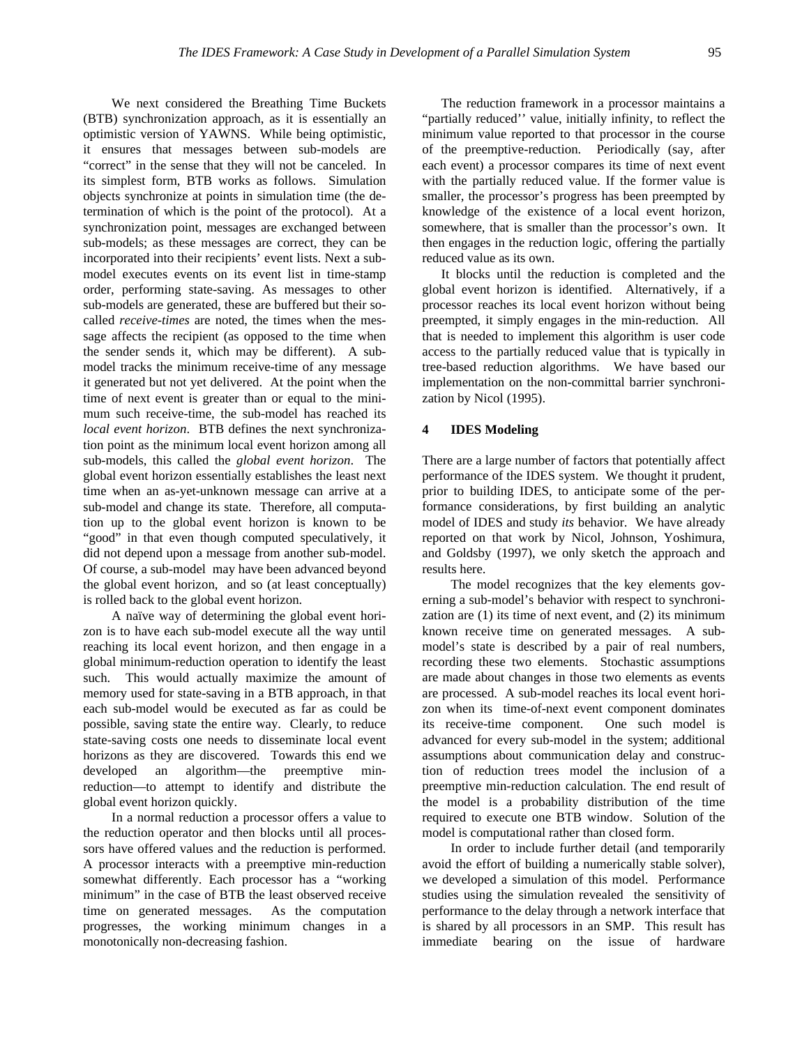We next considered the Breathing Time Buckets (BTB) synchronization approach, as it is essentially an optimistic version of YAWNS. While being optimistic, it ensures that messages between sub-models are "correct" in the sense that they will not be canceled. In its simplest form, BTB works as follows. Simulation objects synchronize at points in simulation time (the determination of which is the point of the protocol). At a synchronization point, messages are exchanged between sub-models; as these messages are correct, they can be incorporated into their recipients' event lists. Next a sub-model executes events on its event list in time-stamp order, performing state-saving. As messages to other sub-models are generated, these are buffered but their so-called *receive-times* are noted, the times when the message affects the recipient (as opposed to the time when the sender sends it, which may be different). A sub-model tracks the minimum receive-time of any message it generated but not yet delivered. At the point when the time of next event is greater than or equal to the minimum such receive-time, the sub-model has reached its *local event horizon*. BTB defines the next synchronization point as the minimum local event horizon among all sub-models, this called the *global event horizon*. The global event horizon essentially establishes the least next time when an as-yet-unknown message can arrive at a sub-model and change its state. Therefore, all computation up to the global event horizon is known to be "good" in that even though computed speculatively, it did not depend upon a message from another sub-model. Of course, a sub-model may have been advanced beyond the global event horizon, and so (at least conceptually) is rolled back to the global event horizon.

A naïve way of determining the global event horizon is to have each sub-model execute all the way until reaching its local event horizon, and then engage in a global minimum-reduction operation to identify the least such. This would actually maximize the amount of memory used for state-saving in a BTB approach, in that each sub-model would be executed as far as could be possible, saving state the entire way. Clearly, to reduce state-saving costs one needs to disseminate local event horizons as they are discovered. Towards this end we developed an algorithm—the preemptive min-reduction—to attempt to identify and distribute the global event horizon quickly.

In a normal reduction a processor offers a value to the reduction operator and then blocks until all processors have offered values and the reduction is performed. A processor interacts with a preemptive min-reduction somewhat differently. Each processor has a "working minimum" in the case of BTB the least observed receive time on generated messages. As the computation progresses, the working minimum changes in a monotonically non-decreasing fashion.

The reduction framework in a processor maintains a "partially reduced'' value, initially infinity, to reflect the minimum value reported to that processor in the course of the preemptive-reduction. Periodically (say, after each event) a processor compares its time of next event with the partially reduced value. If the former value is smaller, the processor's progress has been preempted by knowledge of the existence of a local event horizon, somewhere, that is smaller than the processor's own. It then engages in the reduction logic, offering the partially reduced value as its own.

It blocks until the reduction is completed and the global event horizon is identified. Alternatively, if a processor reaches its local event horizon without being preempted, it simply engages in the min-reduction. All that is needed to implement this algorithm is user code access to the partially reduced value that is typically in tree-based reduction algorithms. We have based our implementation on the non-committal barrier synchronization by Nicol (1995).

## 4 IDES Modeling

There are a large number of factors that potentially affect performance of the IDES system. We thought it prudent, prior to building IDES, to anticipate some of the performance considerations, by first building an analytic model of IDES and study *its* behavior. We have already reported on that work by Nicol, Johnson, Yoshimura, and Goldsby (1997), we only sketch the approach and results here.

The model recognizes that the key elements governing a sub-model's behavior with respect to synchronization are (1) its time of next event, and (2) its minimum known receive time on generated messages. A sub-model's state is described by a pair of real numbers, recording these two elements. Stochastic assumptions are made about changes in those two elements as events are processed. A sub-model reaches its local event horizon when its time-of-next event component dominates its receive-time component. One such model is advanced for every sub-model in the system; additional assumptions about communication delay and construction of reduction trees model the inclusion of a preemptive min-reduction calculation. The end result of the model is a probability distribution of the time required to execute one BTB window. Solution of the model is computational rather than closed form.

In order to include further detail (and temporarily avoid the effort of building a numerically stable solver), we developed a simulation of this model. Performance studies using the simulation revealed the sensitivity of performance to the delay through a network interface that is shared by all processors in an SMP. This result has immediate bearing on the issue of hardware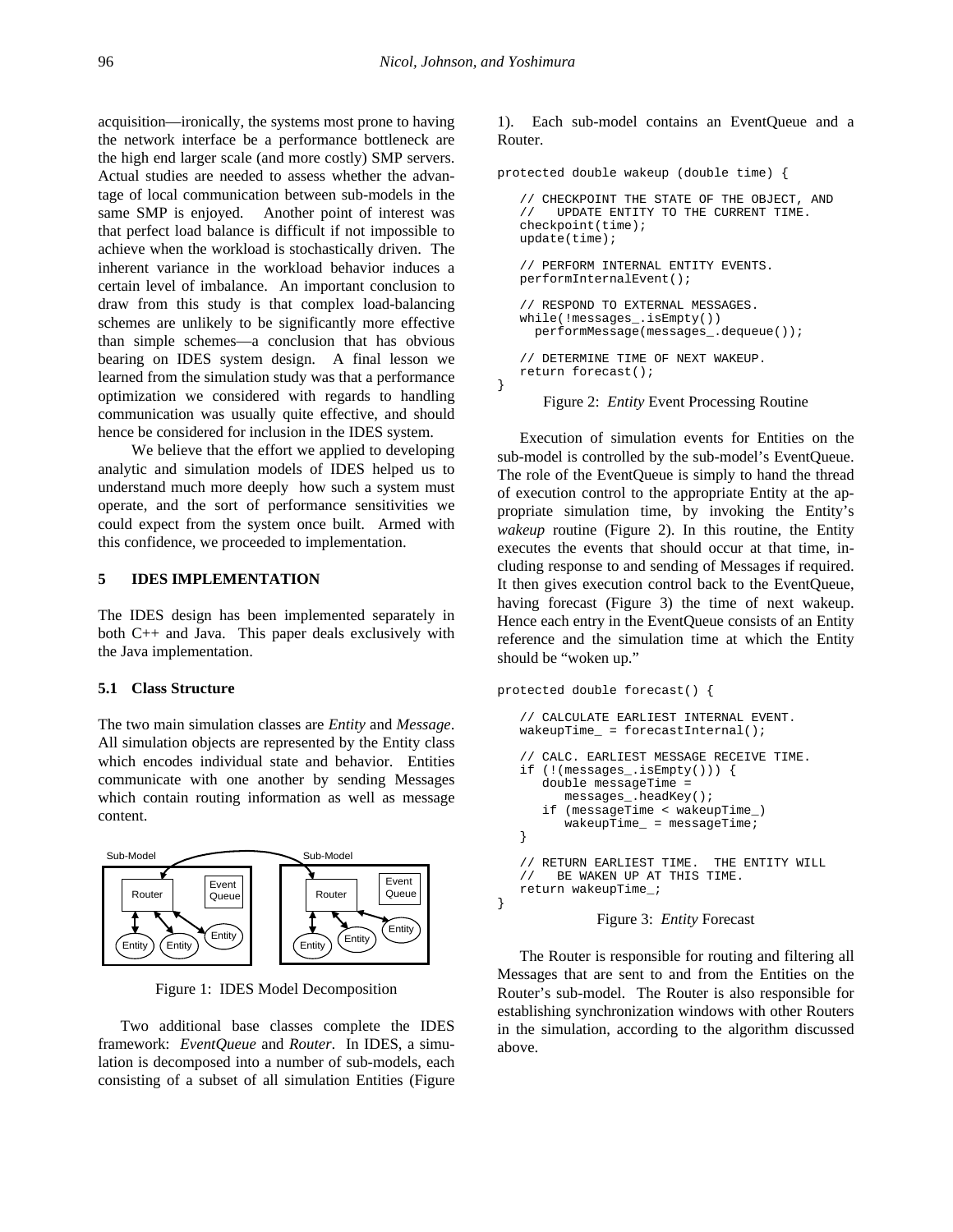acquisition—ironically, the systems most prone to having the network interface be a performance bottleneck are the high end larger scale (and more costly) SMP servers. Actual studies are needed to assess whether the advantage of local communication between sub-models in the same SMP is enjoyed. Another point of interest was that perfect load balance is difficult if not impossible to achieve when the workload is stochastically driven. The inherent variance in the workload behavior induces a certain level of imbalance. An important conclusion to draw from this study is that complex load-balancing schemes are unlikely to be significantly more effective than simple schemes—a conclusion that has obvious bearing on IDES system design. A final lesson we learned from the simulation study was that a performance optimization we considered with regards to handling communication was usually quite effective, and should hence be considered for inclusion in the IDES system.

We believe that the effort we applied to developing analytic and simulation models of IDES helped us to understand much more deeply how such a system must operate, and the sort of performance sensitivities we could expect from the system once built. Armed with this confidence, we proceeded to implementation.

## 5 IDES IMPLEMENTATION

The IDES design has been implemented separately in both C++ and Java. This paper deals exclusively with the Java implementation.

### 5.1 Class Structure

The two main simulation classes are *Entity* and *Message*. All simulation objects are represented by the Entity class which encodes individual state and behavior. Entities communicate with one another by sending Messages which contain routing information as well as message content.

Figure 1: IDES Model Decomposition

Two additional base classes complete the IDES framework: *EventQueue* and *Router*. In IDES, a simulation is decomposed into a number of sub-models, each consisting of a subset of all simulation Entities (Figure 1). Each sub-model contains an EventQueue and a Router.

```
protected double wakeup (double time) {

   // CHECKPOINT THE STATE OF THE OBJECT, AND
   //   UPDATE ENTITY TO THE CURRENT TIME.
   checkpoint(time);
   update(time);

   // PERFORM INTERNAL ENTITY EVENTS.
   performInternalEvent();

   // RESPOND TO EXTERNAL MESSAGES.
   while(!messages_.isEmpty())
     performMessage(messages_.dequeue());

   // DETERMINE TIME OF NEXT WAKEUP.
   return forecast();
}
```

Figure 2: *Entity* Event Processing Routine

Execution of simulation events for Entities on the sub-model is controlled by the sub-model's EventQueue. The role of the EventQueue is simply to hand the thread of execution control to the appropriate Entity at the appropriate simulation time, by invoking the Entity's *wakeup* routine (Figure 2). In this routine, the Entity executes the events that should occur at that time, including response to and sending of Messages if required. It then gives execution control back to the EventQueue, having forecast (Figure 3) the time of next wakeup. Hence each entry in the EventQueue consists of an Entity reference and the simulation time at which the Entity should be "woken up."

```
protected double forecast() {

   // CALCULATE EARLIEST INTERNAL EVENT.
   wakeupTime_ = forecastInternal();

   // CALC. EARLIEST MESSAGE RECEIVE TIME.
   if (!(messages_.isEmpty())) {
      double messageTime =
         messages_.headKey();
      if (messageTime < wakeupTime_)
         wakeupTime_ = messageTime;
   }

   // RETURN EARLIEST TIME.  THE ENTITY WILL
   //   BE WAKEN UP AT THIS TIME.
   return wakeupTime_;
}
```

Figure 3: *Entity* Forecast

The Router is responsible for routing and filtering all Messages that are sent to and from the Entities on the Router's sub-model. The Router is also responsible for establishing synchronization windows with other Routers in the simulation, according to the algorithm discussed above.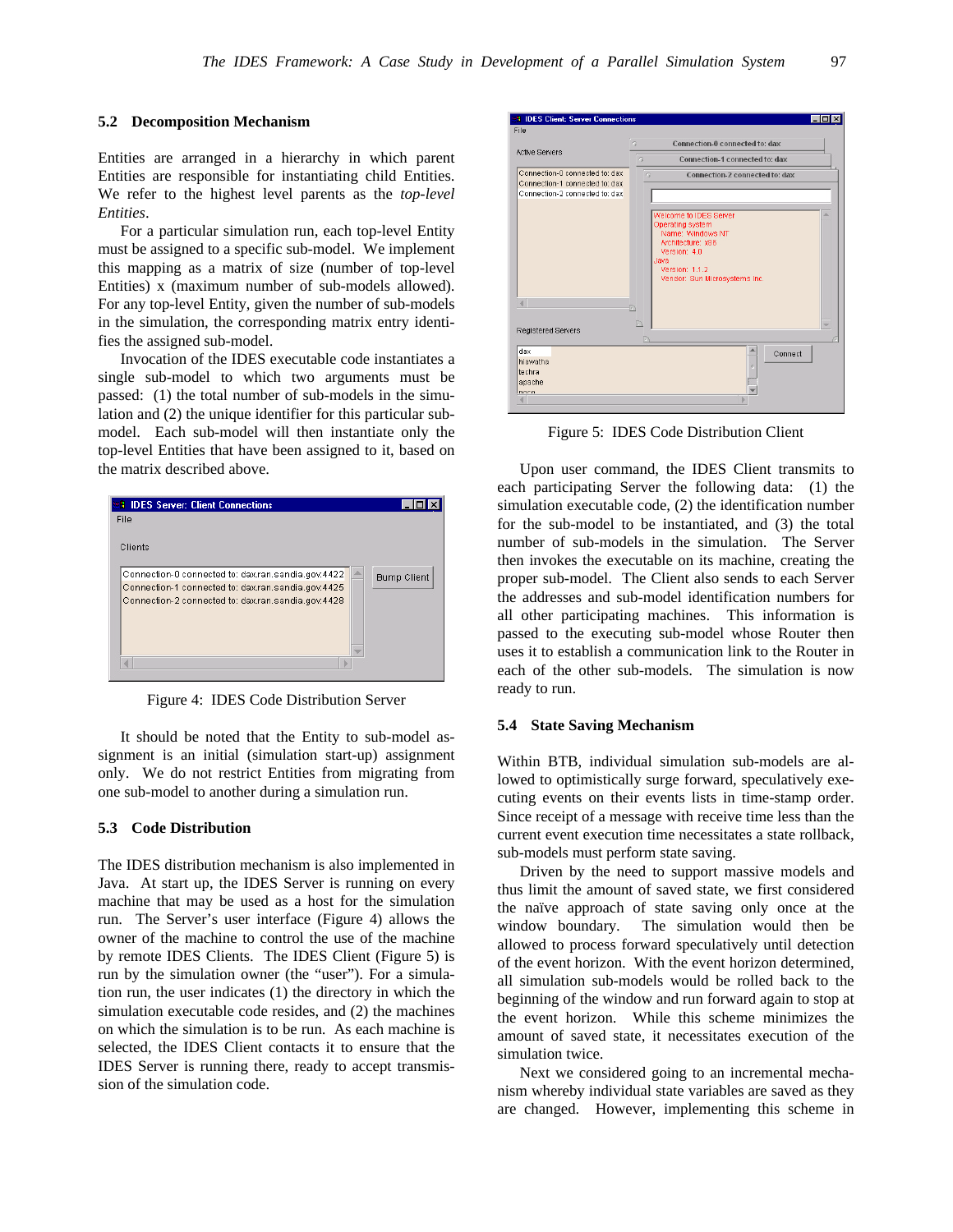### 5.2 Decomposition Mechanism

Entities are arranged in a hierarchy in which parent Entities are responsible for instantiating child Entities. We refer to the highest level parents as the *top-level Entities*.

For a particular simulation run, each top-level Entity must be assigned to a specific sub-model. We implement this mapping as a matrix of size (number of top-level Entities) x (maximum number of sub-models allowed). For any top-level Entity, given the number of sub-models in the simulation, the corresponding matrix entry identifies the assigned sub-model.

Invocation of the IDES executable code instantiates a single sub-model to which two arguments must be passed: (1) the total number of sub-models in the simulation and (2) the unique identifier for this particular sub-model. Each sub-model will then instantiate only the top-level Entities that have been assigned to it, based on the matrix described above.

Figure 4: IDES Code Distribution Server

It should be noted that the Entity to sub-model assignment is an initial (simulation start-up) assignment only. We do not restrict Entities from migrating from one sub-model to another during a simulation run.

### 5.3 Code Distribution

The IDES distribution mechanism is also implemented in Java. At start up, the IDES Server is running on every machine that may be used as a host for the simulation run. The Server's user interface (Figure 4) allows the owner of the machine to control the use of the machine by remote IDES Clients. The IDES Client (Figure 5) is run by the simulation owner (the "user"). For a simulation run, the user indicates (1) the directory in which the simulation executable code resides, and (2) the machines on which the simulation is to be run. As each machine is selected, the IDES Client contacts it to ensure that the IDES Server is running there, ready to accept transmission of the simulation code.

Figure 5: IDES Code Distribution Client

Upon user command, the IDES Client transmits to each participating Server the following data: (1) the simulation executable code, (2) the identification number for the sub-model to be instantiated, and (3) the total number of sub-models in the simulation. The Server then invokes the executable on its machine, creating the proper sub-model. The Client also sends to each Server the addresses and sub-model identification numbers for all other participating machines. This information is passed to the executing sub-model whose Router then uses it to establish a communication link to the Router in each of the other sub-models. The simulation is now ready to run.

### 5.4 State Saving Mechanism

Within BTB, individual simulation sub-models are allowed to optimistically surge forward, speculatively executing events on their events lists in time-stamp order. Since receipt of a message with receive time less than the current event execution time necessitates a state rollback, sub-models must perform state saving.

Driven by the need to support massive models and thus limit the amount of saved state, we first considered the naïve approach of state saving only once at the window boundary. The simulation would then be allowed to process forward speculatively until detection of the event horizon. With the event horizon determined, all simulation sub-models would be rolled back to the beginning of the window and run forward again to stop at the event horizon. While this scheme minimizes the amount of saved state, it necessitates execution of the simulation twice.

Next we considered going to an incremental mechanism whereby individual state variables are saved as they are changed. However, implementing this scheme in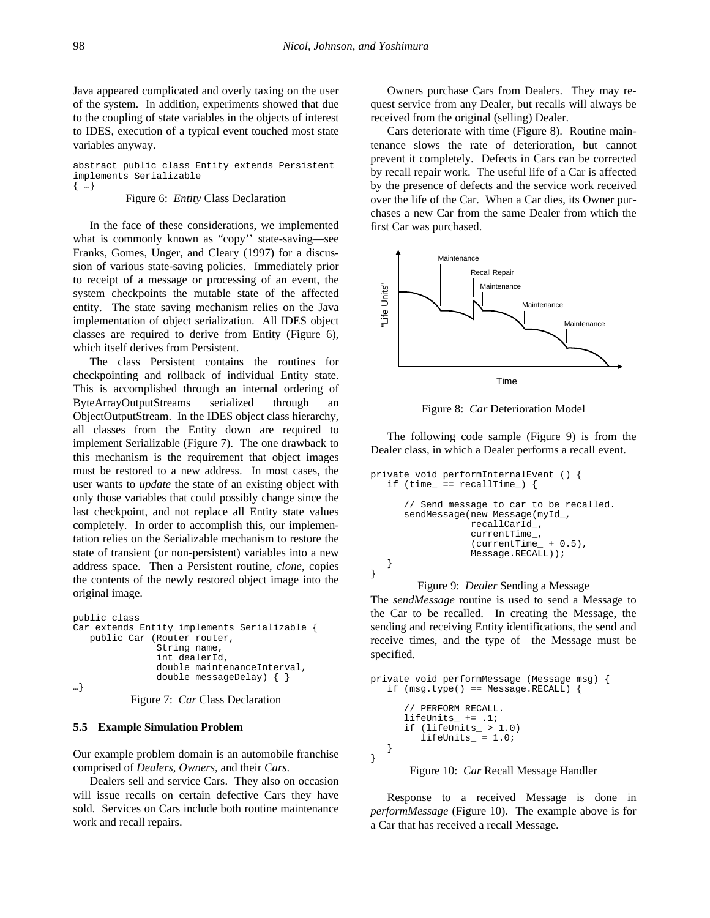Java appeared complicated and overly taxing on the user of the system. In addition, experiments showed that due to the coupling of state variables in the objects of interest to IDES, execution of a typical event touched most state variables anyway.

```
abstract public class Entity extends Persistent
implements Serializable
{ …}
```

Figure 6: *Entity* Class Declaration

In the face of these considerations, we implemented what is commonly known as "copy'' state-saving—see Franks, Gomes, Unger, and Cleary (1997) for a discussion of various state-saving policies. Immediately prior to receipt of a message or processing of an event, the system checkpoints the mutable state of the affected entity. The state saving mechanism relies on the Java implementation of object serialization. All IDES object classes are required to derive from Entity (Figure 6), which itself derives from Persistent.

The class Persistent contains the routines for checkpointing and rollback of individual Entity state. This is accomplished through an internal ordering of ByteArrayOutputStreams serialized through an ObjectOutputStream. In the IDES object class hierarchy, all classes from the Entity down are required to implement Serializable (Figure 7). The one drawback to this mechanism is the requirement that object images must be restored to a new address. In most cases, the user wants to *update* the state of an existing object with only those variables that could possibly change since the last checkpoint, and not replace all Entity state values completely. In order to accomplish this, our implementation relies on the Serializable mechanism to restore the state of transient (or non-persistent) variables into a new address space. Then a Persistent routine, *clone*, copies the contents of the newly restored object image into the original image.

```
public class
Car extends Entity implements Serializable {
   public Car (Router router,
               String name,
               int dealerId,
               double maintenanceInterval,
               double messageDelay) { }
…}
```

Figure 7: *Car* Class Declaration

### 5.5 Example Simulation Problem

Our example problem domain is an automobile franchise comprised of *Dealers*, *Owners*, and their *Cars*.

Dealers sell and service Cars. They also on occasion will issue recalls on certain defective Cars they have sold. Services on Cars include both routine maintenance work and recall repairs.

Owners purchase Cars from Dealers. They may request service from any Dealer, but recalls will always be received from the original (selling) Dealer.

Cars deteriorate with time (Figure 8). Routine maintenance slows the rate of deterioration, but cannot prevent it completely. Defects in Cars can be corrected by recall repair work. The useful life of a Car is affected by the presence of defects and the service work received over the life of the Car. When a Car dies, its Owner purchases a new Car from the same Dealer from which the first Car was purchased.

Figure 8: *Car* Deterioration Model

The following code sample (Figure 9) is from the Dealer class, in which a Dealer performs a recall event.

```
private void performInternalEvent () {
   if (time_ == recallTime_) {

      // Send message to car to be recalled.
      sendMessage(new Message(myId_,
                  recallCarId_,
                  currentTime_,
                  (currentTime_ + 0.5),
                  Message.RECALL));
   }
}
```

Figure 9: *Dealer* Sending a Message

The *sendMessage* routine is used to send a Message to the Car to be recalled. In creating the Message, the sending and receiving Entity identifications, the send and receive times, and the type of the Message must be specified.

```
private void performMessage (Message msg) {
   if (msg.type() == Message.RECALL) {

      // PERFORM RECALL.
      lifeUnits_ += .1;
      if (lifeUnits_ > 1.0)
         lifeUnits_ = 1.0;
   }
}
```

Figure 10: *Car* Recall Message Handler

Response to a received Message is done in *performMessage* (Figure 10). The example above is for a Car that has received a recall Message.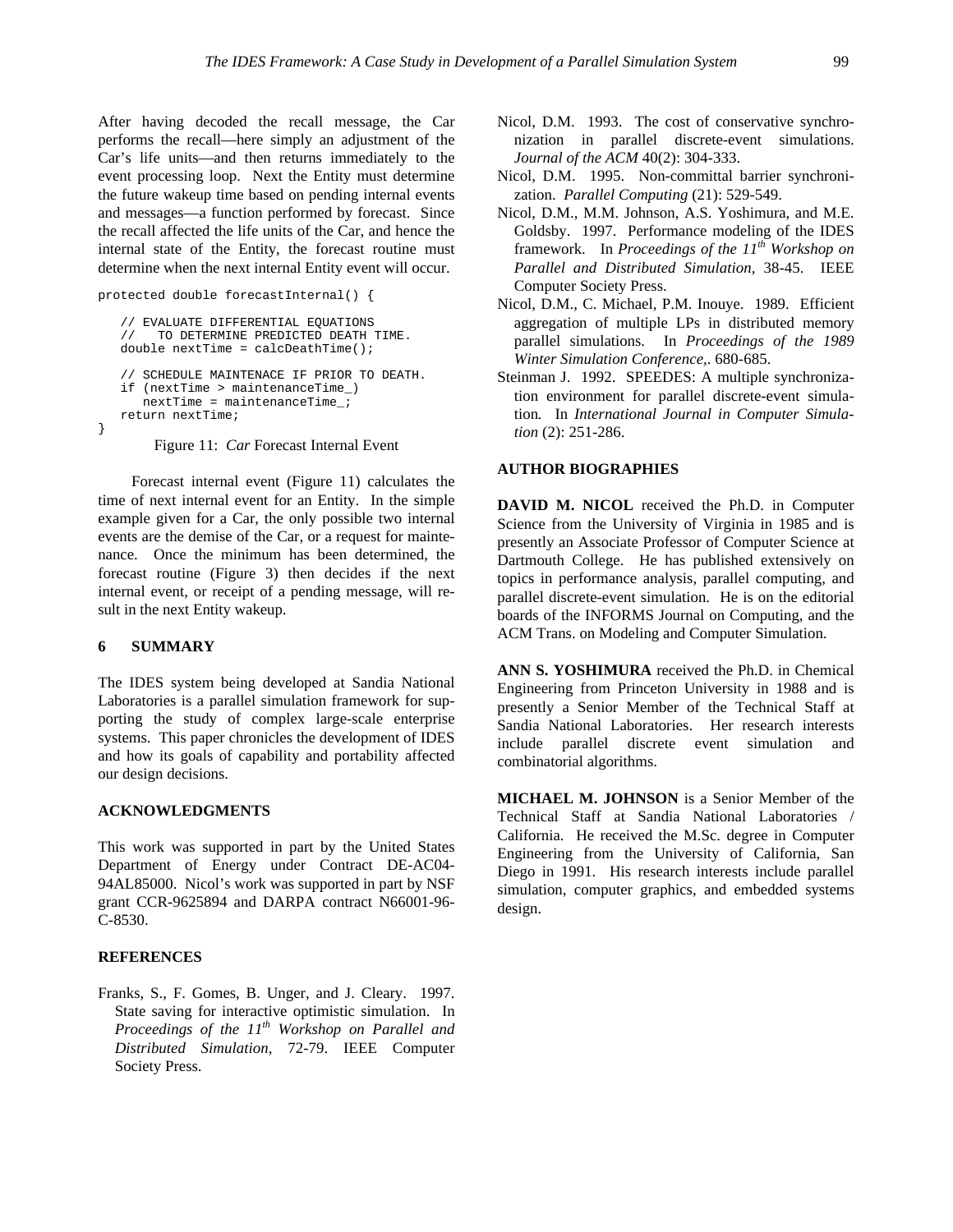After having decoded the recall message, the Car performs the recall—here simply an adjustment of the Car's life units—and then returns immediately to the event processing loop. Next the Entity must determine the future wakeup time based on pending internal events and messages—a function performed by forecast. Since the recall affected the life units of the Car, and hence the internal state of the Entity, the forecast routine must determine when the next internal Entity event will occur.

```
protected double forecastInternal() {

   // EVALUATE DIFFERENTIAL EQUATIONS
   //   TO DETERMINE PREDICTED DEATH TIME.
   double nextTime = calcDeathTime();

   // SCHEDULE MAINTENACE IF PRIOR TO DEATH.
   if (nextTime > maintenanceTime_)
      nextTime = maintenanceTime_;
   return nextTime;
}
```

Figure 11: *Car* Forecast Internal Event

Forecast internal event (Figure 11) calculates the time of next internal event for an Entity. In the simple example given for a Car, the only possible two internal events are the demise of the Car, or a request for maintenance. Once the minimum has been determined, the forecast routine (Figure 3) then decides if the next internal event, or receipt of a pending message, will result in the next Entity wakeup.

## 6 SUMMARY

The IDES system being developed at Sandia National Laboratories is a parallel simulation framework for supporting the study of complex large-scale enterprise systems. This paper chronicles the development of IDES and how its goals of capability and portability affected our design decisions.

## ACKNOWLEDGMENTS

This work was supported in part by the United States Department of Energy under Contract DE-AC04-94AL85000. Nicol's work was supported in part by NSF grant CCR-9625894 and DARPA contract N66001-96-C-8530.

## REFERENCES

Franks, S., F. Gomes, B. Unger, and J. Cleary. 1997. State saving for interactive optimistic simulation. In *Proceedings of the 11th Workshop on Parallel and Distributed Simulation*, 72-79. IEEE Computer Society Press.

Nicol, D.M. 1993. The cost of conservative synchronization in parallel discrete-event simulations. *Journal of the ACM* 40(2): 304-333.

Nicol, D.M. 1995. Non-committal barrier synchronization. *Parallel Computing* (21): 529-549.

Nicol, D.M., M.M. Johnson, A.S. Yoshimura, and M.E. Goldsby. 1997. Performance modeling of the IDES framework. In *Proceedings of the 11th Workshop on Parallel and Distributed Simulation*, 38-45. IEEE Computer Society Press.

Nicol, D.M., C. Michael, P.M. Inouye. 1989. Efficient aggregation of multiple LPs in distributed memory parallel simulations. In *Proceedings of the 1989 Winter Simulation Conference*,. 680-685.

Steinman J. 1992. SPEEDES: A multiple synchronization environment for parallel discrete-event simulation. In *International Journal in Computer Simulation* (2): 251-286.

## AUTHOR BIOGRAPHIES

**DAVID M. NICOL** received the Ph.D. in Computer Science from the University of Virginia in 1985 and is presently an Associate Professor of Computer Science at Dartmouth College. He has published extensively on topics in performance analysis, parallel computing, and parallel discrete-event simulation. He is on the editorial boards of the INFORMS Journal on Computing, and the ACM Trans. on Modeling and Computer Simulation.

**ANN S. YOSHIMURA** received the Ph.D. in Chemical Engineering from Princeton University in 1988 and is presently a Senior Member of the Technical Staff at Sandia National Laboratories. Her research interests include parallel discrete event simulation and combinatorial algorithms.

**MICHAEL M. JOHNSON** is a Senior Member of the Technical Staff at Sandia National Laboratories / California. He received the M.Sc. degree in Computer Engineering from the University of California, San Diego in 1991. His research interests include parallel simulation, computer graphics, and embedded systems design.